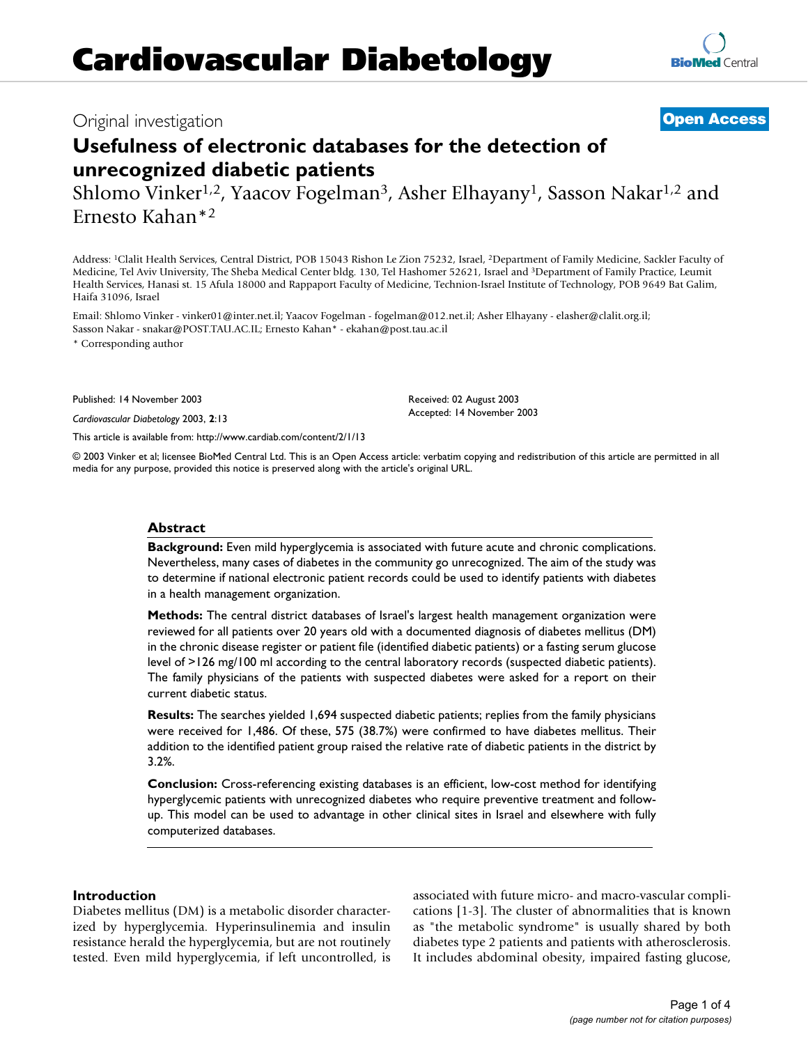# Cardiovascular Diabetology

Original investigation

**Open Access**

## Usefulness of electronic databases for the detection of unrecognized diabetic patients

Shlomo Vinker[1,2], Yaacov Fogelman[3], Asher Elhayany[1], Sasson Nakar[1,2] and Ernesto Kahan*[2]

Address: [1]Clalit Health Services, Central District, POB 15043 Rishon Le Zion 75232, Israel, [2]Department of Family Medicine, Sackler Faculty of Medicine, Tel Aviv University, The Sheba Medical Center bldg. 130, Tel Hashomer 52621, Israel and [3]Department of Family Practice, Leumit Health Services, Hanasi st. 15 Afula 18000 and Rappaport Faculty of Medicine, Technion-Israel Institute of Technology, POB 9649 Bat Galim, Haifa 31096, Israel

Email: Shlomo Vinker - vinker01@inter.net.il; Yaacov Fogelman - fogelman@012.net.il; Asher Elhayany - elasher@clalit.org.il; Sasson Nakar - snakar@POST.TAU.AC.IL; Ernesto Kahan* - ekahan@post.tau.ac.il

* Corresponding author

Published: 14 November 2003

*Cardiovascular Diabetology* 2003, **2**:13

Received: 02 August 2003
Accepted: 14 November 2003

This article is available from: http://www.cardiab.com/content/2/1/13

© 2003 Vinker et al; licensee BioMed Central Ltd. This is an Open Access article: verbatim copying and redistribution of this article are permitted in all media for any purpose, provided this notice is preserved along with the article's original URL.

### Abstract

**Background:** Even mild hyperglycemia is associated with future acute and chronic complications. Nevertheless, many cases of diabetes in the community go unrecognized. The aim of the study was to determine if national electronic patient records could be used to identify patients with diabetes in a health management organization.

**Methods:** The central district databases of Israel's largest health management organization were reviewed for all patients over 20 years old with a documented diagnosis of diabetes mellitus (DM) in the chronic disease register or patient file (identified diabetic patients) or a fasting serum glucose level of >126 mg/100 ml according to the central laboratory records (suspected diabetic patients). The family physicians of the patients with suspected diabetes were asked for a report on their current diabetic status.

**Results:** The searches yielded 1,694 suspected diabetic patients; replies from the family physicians were received for 1,486. Of these, 575 (38.7%) were confirmed to have diabetes mellitus. Their addition to the identified patient group raised the relative rate of diabetic patients in the district by 3.2%.

**Conclusion:** Cross-referencing existing databases is an efficient, low-cost method for identifying hyperglycemic patients with unrecognized diabetes who require preventive treatment and follow-up. This model can be used to advantage in other clinical sites in Israel and elsewhere with fully computerized databases.

### Introduction

Diabetes mellitus (DM) is a metabolic disorder characterized by hyperglycemia. Hyperinsulinemia and insulin resistance herald the hyperglycemia, but are not routinely tested. Even mild hyperglycemia, if left uncontrolled, is associated with future micro- and macro-vascular complications [1-3]. The cluster of abnormalities that is known as "the metabolic syndrome" is usually shared by both diabetes type 2 patients and patients with atherosclerosis. It includes abdominal obesity, impaired fasting glucose,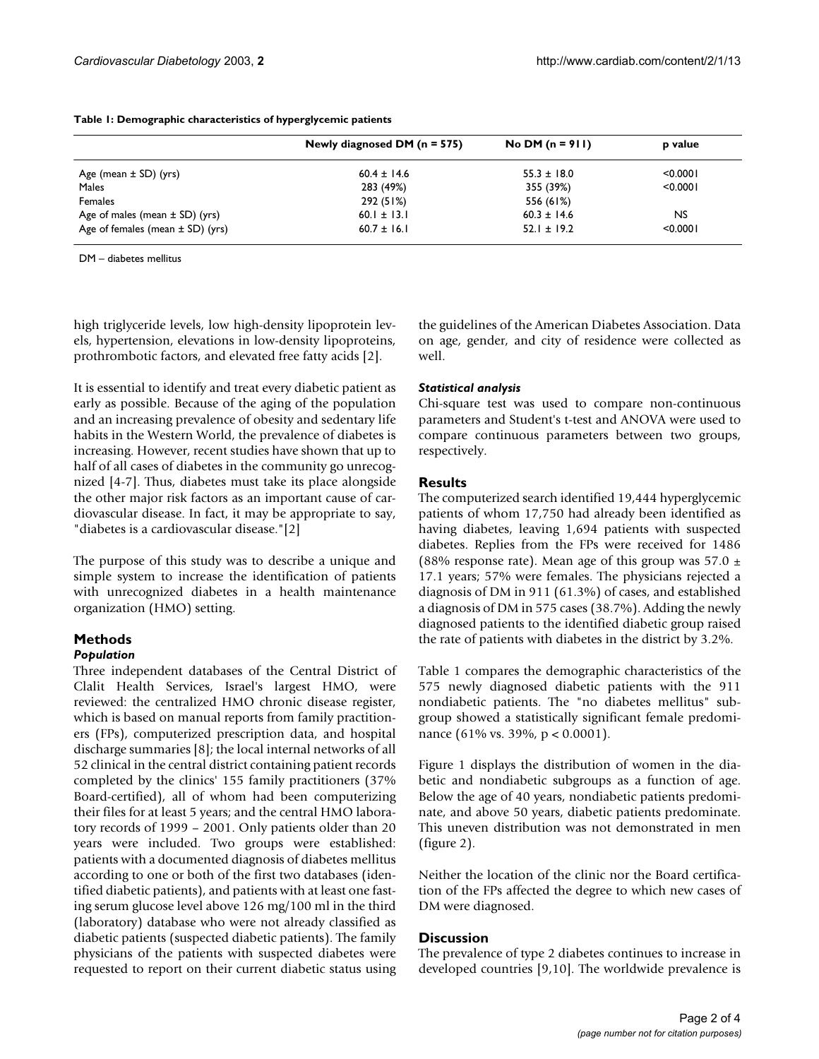**Table 1: Demographic characteristics of hyperglycemic patients**

| | Newly diagnosed DM (n = 575) | No DM (n = 911) | p value |
|---|---|---|---|
| Age (mean ± SD) (yrs) | 60.4 ± 14.6 | 55.3 ± 18.0 | <0.0001 |
| Males | 283 (49%) | 355 (39%) | <0.0001 |
| Females | 292 (51%) | 556 (61%) | |
| Age of males (mean ± SD) (yrs) | 60.1 ± 13.1 | 60.3 ± 14.6 | NS |
| Age of females (mean ± SD) (yrs) | 60.7 ± 16.1 | 52.1 ± 19.2 | <0.0001 |

DM – diabetes mellitus

high triglyceride levels, low high-density lipoprotein levels, hypertension, elevations in low-density lipoproteins, prothrombotic factors, and elevated free fatty acids [2].

It is essential to identify and treat every diabetic patient as early as possible. Because of the aging of the population and an increasing prevalence of obesity and sedentary life habits in the Western World, the prevalence of diabetes is increasing. However, recent studies have shown that up to half of all cases of diabetes in the community go unrecognized [4-7]. Thus, diabetes must take its place alongside the other major risk factors as an important cause of cardiovascular disease. In fact, it may be appropriate to say, "diabetes is a cardiovascular disease."[2]

The purpose of this study was to describe a unique and simple system to increase the identification of patients with unrecognized diabetes in a health maintenance organization (HMO) setting.

## Methods

### *Population*

Three independent databases of the Central District of Clalit Health Services, Israel's largest HMO, were reviewed: the centralized HMO chronic disease register, which is based on manual reports from family practitioners (FPs), computerized prescription data, and hospital discharge summaries [8]; the local internal networks of all 52 clinical in the central district containing patient records completed by the clinics' 155 family practitioners (37% Board-certified), all of whom had been computerizing their files for at least 5 years; and the central HMO laboratory records of 1999 – 2001. Only patients older than 20 years were included. Two groups were established: patients with a documented diagnosis of diabetes mellitus according to one or both of the first two databases (identified diabetic patients), and patients with at least one fasting serum glucose level above 126 mg/100 ml in the third (laboratory) database who were not already classified as diabetic patients (suspected diabetic patients). The family physicians of the patients with suspected diabetes were requested to report on their current diabetic status using the guidelines of the American Diabetes Association. Data on age, gender, and city of residence were collected as well.

### *Statistical analysis*

Chi-square test was used to compare non-continuous parameters and Student's t-test and ANOVA were used to compare continuous parameters between two groups, respectively.

## Results

The computerized search identified 19,444 hyperglycemic patients of whom 17,750 had already been identified as having diabetes, leaving 1,694 patients with suspected diabetes. Replies from the FPs were received for 1486 (88% response rate). Mean age of this group was 57.0 ± 17.1 years; 57% were females. The physicians rejected a diagnosis of DM in 911 (61.3%) of cases, and established a diagnosis of DM in 575 cases (38.7%). Adding the newly diagnosed patients to the identified diabetic group raised the rate of patients with diabetes in the district by 3.2%.

Table 1 compares the demographic characteristics of the 575 newly diagnosed diabetic patients with the 911 nondiabetic patients. The "no diabetes mellitus" subgroup showed a statistically significant female predominance (61% vs. 39%, $p < 0.0001$).

Figure 1 displays the distribution of women in the diabetic and nondiabetic subgroups as a function of age. Below the age of 40 years, nondiabetic patients predominate, and above 50 years, diabetic patients predominate. This uneven distribution was not demonstrated in men (figure 2).

Neither the location of the clinic nor the Board certification of the FPs affected the degree to which new cases of DM were diagnosed.

## Discussion

The prevalence of type 2 diabetes continues to increase in developed countries [9,10]. The worldwide prevalence is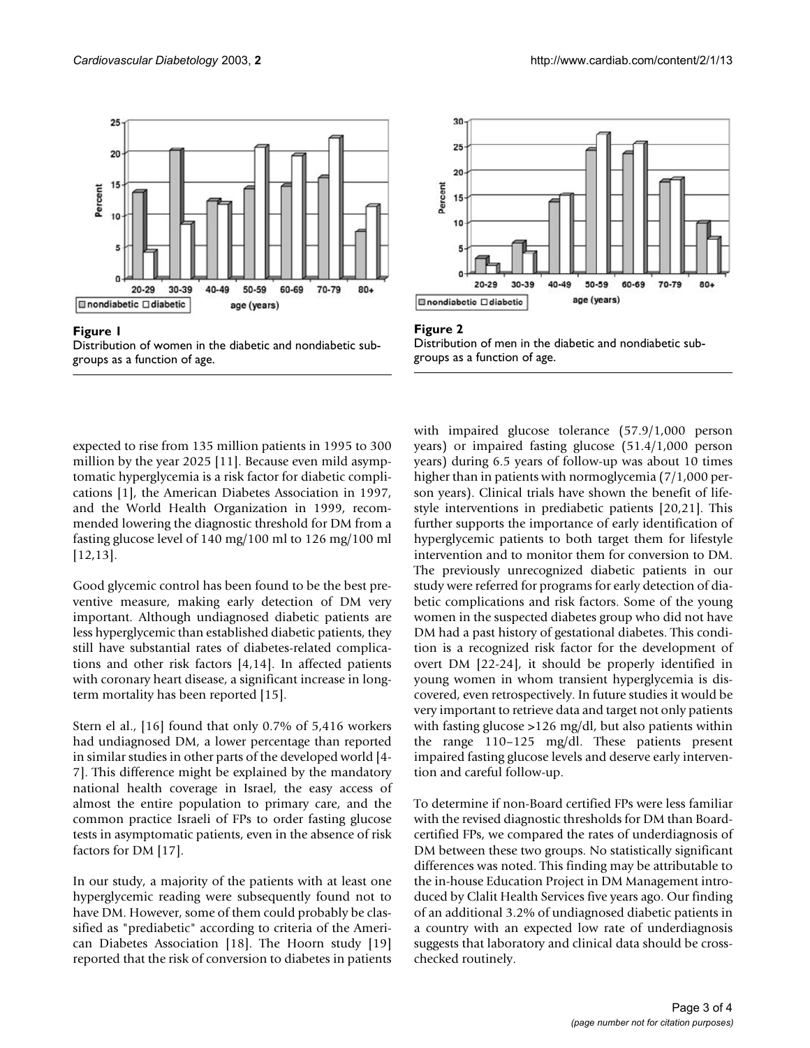**Figure 1**
Distribution of women in the diabetic and nondiabetic subgroups as a function of age.

**Figure 2**
Distribution of men in the diabetic and nondiabetic subgroups as a function of age.

expected to rise from 135 million patients in 1995 to 300 million by the year 2025 [11]. Because even mild asymptomatic hyperglycemia is a risk factor for diabetic complications [1], the American Diabetes Association in 1997, and the World Health Organization in 1999, recommended lowering the diagnostic threshold for DM from a fasting glucose level of 140 mg/100 ml to 126 mg/100 ml [12,13].

Good glycemic control has been found to be the best preventive measure, making early detection of DM very important. Although undiagnosed diabetic patients are less hyperglycemic than established diabetic patients, they still have substantial rates of diabetes-related complications and other risk factors [4,14]. In affected patients with coronary heart disease, a significant increase in long-term mortality has been reported [15].

Stern el al., [16] found that only 0.7% of 5,416 workers had undiagnosed DM, a lower percentage than reported in similar studies in other parts of the developed world [4-7]. This difference might be explained by the mandatory national health coverage in Israel, the easy access of almost the entire population to primary care, and the common practice Israeli of FPs to order fasting glucose tests in asymptomatic patients, even in the absence of risk factors for DM [17].

In our study, a majority of the patients with at least one hyperglycemic reading were subsequently found not to have DM. However, some of them could probably be classified as "prediabetic" according to criteria of the American Diabetes Association [18]. The Hoorn study [19] reported that the risk of conversion to diabetes in patients with impaired glucose tolerance (57.9/1,000 person years) or impaired fasting glucose (51.4/1,000 person years) during 6.5 years of follow-up was about 10 times higher than in patients with normoglycemia (7/1,000 person years). Clinical trials have shown the benefit of lifestyle interventions in prediabetic patients [20,21]. This further supports the importance of early identification of hyperglycemic patients to both target them for lifestyle intervention and to monitor them for conversion to DM. The previously unrecognized diabetic patients in our study were referred for programs for early detection of diabetic complications and risk factors. Some of the young women in the suspected diabetes group who did not have DM had a past history of gestational diabetes. This condition is a recognized risk factor for the development of overt DM [22-24], it should be properly identified in young women in whom transient hyperglycemia is discovered, even retrospectively. In future studies it would be very important to retrieve data and target not only patients with fasting glucose >126 mg/dl, but also patients within the range 110–125 mg/dl. These patients present impaired fasting glucose levels and deserve early intervention and careful follow-up.

To determine if non-Board certified FPs were less familiar with the revised diagnostic thresholds for DM than Board-certified FPs, we compared the rates of underdiagnosis of DM between these two groups. No statistically significant differences was noted. This finding may be attributable to the in-house Education Project in DM Management introduced by Clalit Health Services five years ago. Our finding of an additional 3.2% of undiagnosed diabetic patients in a country with an expected low rate of underdiagnosis suggests that laboratory and clinical data should be cross-checked routinely.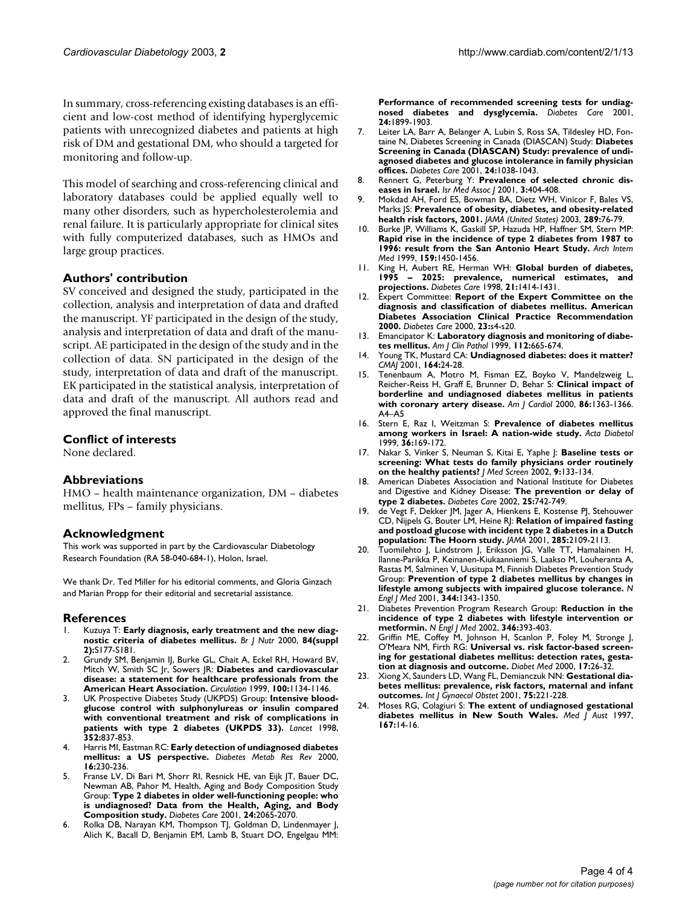In summary, cross-referencing existing databases is an efficient and low-cost method of identifying hyperglycemic patients with unrecognized diabetes and patients at high risk of DM and gestational DM, who should a targeted for monitoring and follow-up.

This model of searching and cross-referencing clinical and laboratory databases could be applied equally well to many other disorders, such as hypercholesterolemia and renal failure. It is particularly appropriate for clinical sites with fully computerized databases, such as HMOs and large group practices.

## Authors' contribution

SV conceived and designed the study, participated in the collection, analysis and interpretation of data and drafted the manuscript. YF participated in the design of the study, analysis and interpretation of data and draft of the manuscript. AE participated in the design of the study and in the collection of data. SN participated in the design of the study, interpretation of data and draft of the manuscript. EK participated in the statistical analysis, interpretation of data and draft of the manuscript. All authors read and approved the final manuscript.

## Conflict of interests

None declared.

## Abbreviations

HMO – health maintenance organization, DM – diabetes mellitus, FPs – family physicians.

## Acknowledgment

This work was supported in part by the Cardiovascular Diabetology Research Foundation (RA 58-040-684-1), Holon, Israel.

We thank Dr. Ted Miller for his editorial comments, and Gloria Ginzach and Marian Propp for their editorial and secretarial assistance.

## References

1. Kuzuya T: **Early diagnosis, early treatment and the new diagnostic criteria of diabetes mellitus.** *Br J Nutr* 2000, **84(suppl 2):**S177-S181.
2. Grundy SM, Benjamin IJ, Burke GL, Chait A, Eckel RH, Howard BV, Mitch W, Smith SC Jr, Sowers JR: **Diabetes and cardiovascular disease: a statement for healthcare professionals from the American Heart Association.** *Circulation* 1999, **100:**1134-1146.
3. UK Prospective Diabetes Study (UKPDS) Group: **Intensive blood-glucose control with sulphonylureas or insulin compared with conventional treatment and risk of complications in patients with type 2 diabetes (UKPDS 33).** *Lancet* 1998, **352:**837-853.
4. Harris MI, Eastman RC: **Early detection of undiagnosed diabetes mellitus: a US perspective.** *Diabetes Metab Res Rev* 2000, **16:**230-236.
5. Franse LV, Di Bari M, Shorr RI, Resnick HE, van Eijk JT, Bauer DC, Newman AB, Pahor M, Health, Aging and Body Composition Study Group: **Type 2 diabetes in older well-functioning people: who is undiagnosed? Data from the Health, Aging, and Body Composition study.** *Diabetes Care* 2001, **24:**2065-2070.
6. Rolka DB, Narayan KM, Thompson TJ, Goldman D, Lindenmayer J, Alich K, Bacall D, Benjamin EM, Lamb B, Stuart DO, Engelgau MM: **Performance of recommended screening tests for undiagnosed diabetes and dysglycemia.** *Diabetes Care* 2001, **24:**1899-1903.
7. Leiter LA, Barr A, Belanger A, Lubin S, Ross SA, Tildesley HD, Fontaine N, Diabetes Screening in Canada (DIASCAN) Study: **Diabetes Screening in Canada (DIASCAN) Study: prevalence of undiagnosed diabetes and glucose intolerance in family physician offices.** *Diabetes Care* 2001, **24:**1038-1043.
8. Rennert G, Peterburg Y: **Prevalence of selected chronic diseases in Israel.** *Isr Med Assoc J* 2001, **3:**404-408.
9. Mokdad AH, Ford ES, Bowman BA, Dietz WH, Vinicor F, Bales VS, Marks JS: **Prevalence of obesity, diabetes, and obesity-related health risk factors, 2001.** *JAMA (United States)* 2003, **289:**76-79.
10. Burke JP, Williams K, Gaskill SP, Hazuda HP, Haffner SM, Stern MP: **Rapid rise in the incidence of type 2 diabetes from 1987 to 1996: result from the San Antonio Heart Study.** *Arch Intern Med* 1999, **159:**1450-1456.
11. King H, Aubert RE, Herman WH: **Global burden of diabetes, 1995 – 2025: prevalence, numerical estimates, and projections.** *Diabetes Care* 1998, **21:**1414-1431.
12. Expert Committee: **Report of the Expert Committee on the diagnosis and classification of diabetes mellitus. American Diabetes Association Clinical Practice Recommendation 2000.** *Diabetes Care* 2000, **23:**s4-s20.
13. Emancipator K: **Laboratory diagnosis and monitoring of diabetes mellitus.** *Am J Clin Pathol* 1999, **112:**665-674.
14. Young TK, Mustard CA: **Undiagnosed diabetes: does it matter?** *CMAJ* 2001, **164:**24-28.
15. Tenenbaum A, Motro M, Fisman EZ, Boyko V, Mandelzweig L, Reicher-Reiss H, Graff E, Brunner D, Behar S: **Clinical impact of borderline and undiagnosed diabetes mellitus in patients with coronary artery disease.** *Am J Cardiol* 2000, **86:**1363-1366. A4–A5
16. Stern E, Raz I, Weitzman S: **Prevalence of diabetes mellitus among workers in Israel: A nation-wide study.** *Acta Diabetol* 1999, **36:**169-172.
17. Nakar S, Vinker S, Neuman S, Kitai E, Yaphe J: **Baseline tests or screening: What tests do family physicians order routinely on the healthy patients?** *J Med Screen* 2002, **9:**133-134.
18. American Diabetes Association and National Institute for Diabetes and Digestive and Kidney Disease: **The prevention or delay of type 2 diabetes.** *Diabetes Care* 2002, **25:**742-749.
19. de Vegt F, Dekker JM, Jager A, Hienkens E, Kostense PJ, Stehouwer CD, Nijpels G, Bouter LM, Heine RJ: **Relation of impaired fasting and postload glucose with incident type 2 diabetes in a Dutch population: The Hoorn study.** *JAMA* 2001, **285:**2109-2113.
20. Tuomilehto J, Lindstrom J, Eriksson JG, Valle TT, Hamalainen H, Ilanne-Parikka P, Keinanen-Kiukaanniemi S, Laakso M, Louheranta A, Rastas M, Salminen V, Uusitupa M, Finnish Diabetes Prevention Study Group: **Prevention of type 2 diabetes mellitus by changes in lifestyle among subjects with impaired glucose tolerance.** *N Engl J Med* 2001, **344:**1343-1350.
21. Diabetes Prevention Program Research Group: **Reduction in the incidence of type 2 diabetes with lifestyle intervention or metformin.** *N Engl J Med* 2002, **346:**393-403.
22. Griffin ME, Coffey M, Johnson H, Scanlon P, Foley M, Stronge J, O'Meara NM, Firth RG: **Universal vs. risk factor-based screening for gestational diabetes mellitus: detection rates, gestation at diagnosis and outcome.** *Diabet Med* 2000, **17:**26-32.
23. Xiong X, Saunders LD, Wang FL, Demianczuk NN: **Gestational diabetes mellitus: prevalence, risk factors, maternal and infant outcomes.** *Int J Gynaecol Obstet* 2001, **75:**221-228.
24. Moses RG, Colagiuri S: **The extent of undiagnosed gestational diabetes mellitus in New South Wales.** *Med J Aust* 1997, **167:**14-16.